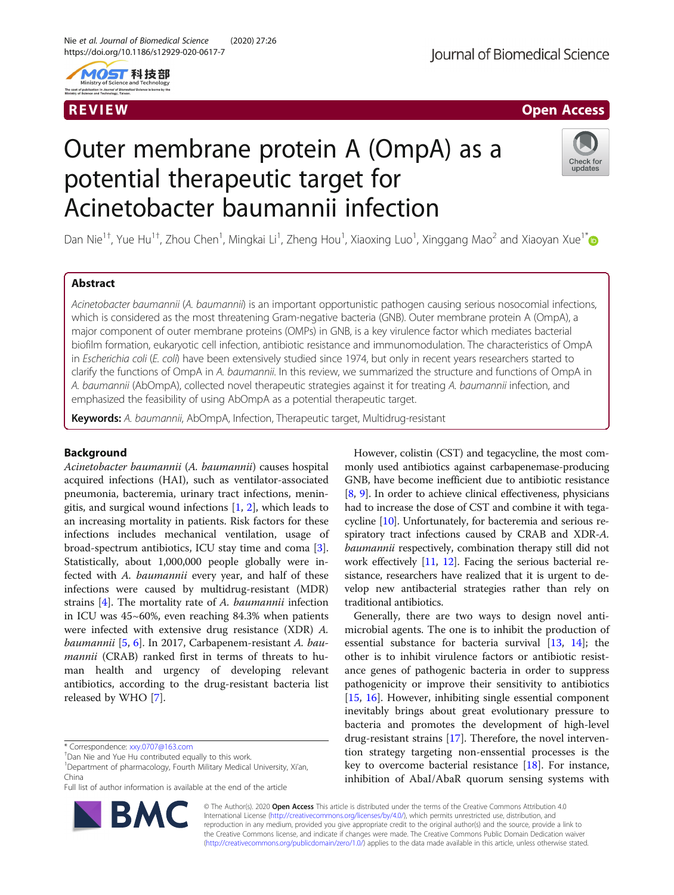REVIEW

Open Access

# Outer membrane protein A (OmpA) as a potential therapeutic target for Acinetobacter baumannii infection

Dan Nie[1†], Yue Hu[1†], Zhou Chen[1], Mingkai Li[1], Zheng Hou[1], Xiaoxing Luo[1], Xinggang Mao[2] and Xiaoyan Xue[1*]

## Abstract

*Acinetobacter baumannii* (*A. baumannii*) is an important opportunistic pathogen causing serious nosocomial infections, which is considered as the most threatening Gram-negative bacteria (GNB). Outer membrane protein A (OmpA), a major component of outer membrane proteins (OMPs) in GNB, is a key virulence factor which mediates bacterial biofilm formation, eukaryotic cell infection, antibiotic resistance and immunomodulation. The characteristics of OmpA in *Escherichia coli* (*E. coli*) have been extensively studied since 1974, but only in recent years researchers started to clarify the functions of OmpA in *A. baumannii*. In this review, we summarized the structure and functions of OmpA in *A. baumannii* (AbOmpA), collected novel therapeutic strategies against it for treating *A. baumannii* infection, and emphasized the feasibility of using AbOmpA as a potential therapeutic target.

**Keywords:** *A. baumannii*, AbOmpA, Infection, Therapeutic target, Multidrug-resistant

## Background

*Acinetobacter baumannii* (*A. baumannii*) causes hospital acquired infections (HAI), such as ventilator-associated pneumonia, bacteremia, urinary tract infections, meningitis, and surgical wound infections [1, 2], which leads to an increasing mortality in patients. Risk factors for these infections includes mechanical ventilation, usage of broad-spectrum antibiotics, ICU stay time and coma [3]. Statistically, about 1,000,000 people globally were infected with *A. baumannii* every year, and half of these infections were caused by multidrug-resistant (MDR) strains [4]. The mortality rate of *A. baumannii* infection in ICU was 45~60%, even reaching 84.3% when patients were infected with extensive drug resistance (XDR) *A. baumannii* [5, 6]. In 2017, Carbapenem-resistant *A. baumannii* (CRAB) ranked first in terms of threats to human health and urgency of developing relevant antibiotics, according to the drug-resistant bacteria list released by WHO [7].

However, colistin (CST) and tegacycline, the most commonly used antibiotics against carbapenemase-producing GNB, have become inefficient due to antibiotic resistance [8, 9]. In order to achieve clinical effectiveness, physicians had to increase the dose of CST and combine it with tegacycline [10]. Unfortunately, for bacteremia and serious respiratory tract infections caused by CRAB and XDR-*A. baumannii* respectively, combination therapy still did not work effectively [11, 12]. Facing the serious bacterial resistance, researchers have realized that it is urgent to develop new antibacterial strategies rather than rely on traditional antibiotics.

Generally, there are two ways to design novel antimicrobial agents. The one is to inhibit the production of essential substance for bacteria survival [13, 14]; the other is to inhibit virulence factors or antibiotic resistance genes of pathogenic bacteria in order to suppress pathogenicity or improve their sensitivity to antibiotics [15, 16]. However, inhibiting single essential component inevitably brings about great evolutionary pressure to bacteria and promotes the development of high-level drug-resistant strains [17]. Therefore, the novel intervention strategy targeting non-enssential processes is the key to overcome bacterial resistance [18]. For instance, inhibition of AbaI/AbaR quorum sensing systems with

* Correspondence: xxy.0707@163.com
†Dan Nie and Yue Hu contributed equally to this work.
[1]Department of pharmacology, Fourth Military Medical University, Xi'an, China
Full list of author information is available at the end of the article

© The Author(s). 2020 **Open Access** This article is distributed under the terms of the Creative Commons Attribution 4.0 International License (http://creativecommons.org/licenses/by/4.0/), which permits unrestricted use, distribution, and reproduction in any medium, provided you give appropriate credit to the original author(s) and the source, provide a link to the Creative Commons license, and indicate if changes were made. The Creative Commons Public Domain Dedication waiver (http://creativecommons.org/publicdomain/zero/1.0/) applies to the data made available in this article, unless otherwise stated.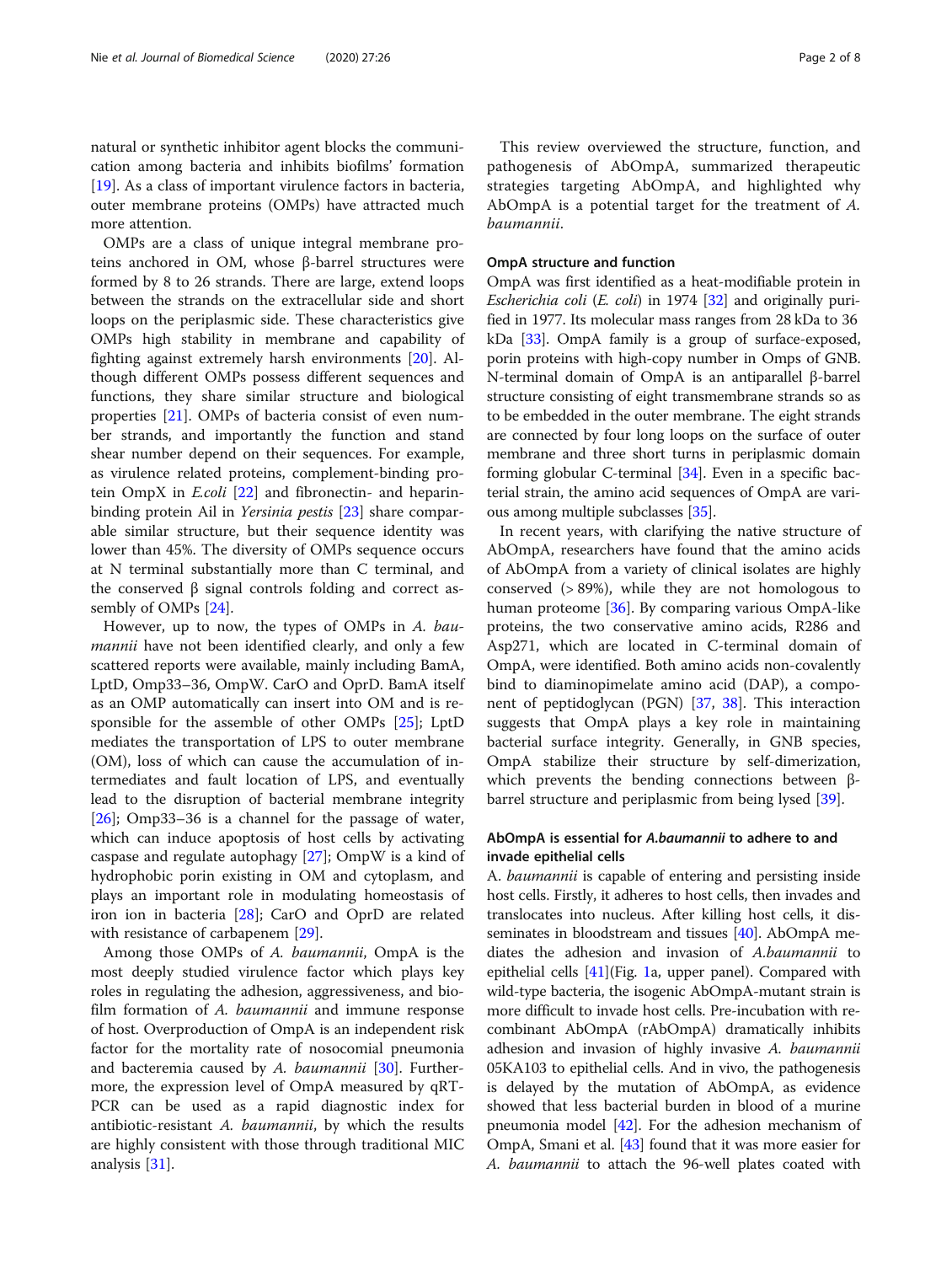natural or synthetic inhibitor agent blocks the communication among bacteria and inhibits biofilms' formation [19]. As a class of important virulence factors in bacteria, outer membrane proteins (OMPs) have attracted much more attention.

OMPs are a class of unique integral membrane proteins anchored in OM, whose β-barrel structures were formed by 8 to 26 strands. There are large, extend loops between the strands on the extracellular side and short loops on the periplasmic side. These characteristics give OMPs high stability in membrane and capability of fighting against extremely harsh environments [20]. Although different OMPs possess different sequences and functions, they share similar structure and biological properties [21]. OMPs of bacteria consist of even number strands, and importantly the function and stand shear number depend on their sequences. For example, as virulence related proteins, complement-binding protein OmpX in *E.coli* [22] and fibronectin- and heparin-binding protein Ail in *Yersinia pestis* [23] share comparable similar structure, but their sequence identity was lower than 45%. The diversity of OMPs sequence occurs at N terminal substantially more than C terminal, and the conserved β signal controls folding and correct assembly of OMPs [24].

However, up to now, the types of OMPs in *A. baumannii* have not been identified clearly, and only a few scattered reports were available, mainly including BamA, LptD, Omp33–36, OmpW. CarO and OprD. BamA itself as an OMP automatically can insert into OM and is responsible for the assemble of other OMPs [25]; LptD mediates the transportation of LPS to outer membrane (OM), loss of which can cause the accumulation of intermediates and fault location of LPS, and eventually lead to the disruption of bacterial membrane integrity [26]; Omp33–36 is a channel for the passage of water, which can induce apoptosis of host cells by activating caspase and regulate autophagy [27]; OmpW is a kind of hydrophobic porin existing in OM and cytoplasm, and plays an important role in modulating homeostasis of iron ion in bacteria [28]; CarO and OprD are related with resistance of carbapenem [29].

Among those OMPs of *A. baumannii*, OmpA is the most deeply studied virulence factor which plays key roles in regulating the adhesion, aggressiveness, and biofilm formation of *A. baumannii* and immune response of host. Overproduction of OmpA is an independent risk factor for the mortality rate of nosocomial pneumonia and bacteremia caused by *A. baumannii* [30]. Furthermore, the expression level of OmpA measured by qRT-PCR can be used as a rapid diagnostic index for antibiotic-resistant *A. baumannii*, by which the results are highly consistent with those through traditional MIC analysis [31].

This review overviewed the structure, function, and pathogenesis of AbOmpA, summarized therapeutic strategies targeting AbOmpA, and highlighted why AbOmpA is a potential target for the treatment of *A. baumannii*.

## OmpA structure and function

OmpA was first identified as a heat-modifiable protein in *Escherichia coli* (*E. coli*) in 1974 [32] and originally purified in 1977. Its molecular mass ranges from 28 kDa to 36 kDa [33]. OmpA family is a group of surface-exposed, porin proteins with high-copy number in Omps of GNB. N-terminal domain of OmpA is an antiparallel β-barrel structure consisting of eight transmembrane strands so as to be embedded in the outer membrane. The eight strands are connected by four long loops on the surface of outer membrane and three short turns in periplasmic domain forming globular C-terminal [34]. Even in a specific bacterial strain, the amino acid sequences of OmpA are various among multiple subclasses [35].

In recent years, with clarifying the native structure of AbOmpA, researchers have found that the amino acids of AbOmpA from a variety of clinical isolates are highly conserved (> 89%), while they are not homologous to human proteome [36]. By comparing various OmpA-like proteins, the two conservative amino acids, R286 and Asp271, which are located in C-terminal domain of OmpA, were identified. Both amino acids non-covalently bind to diaminopimelate amino acid (DAP), a component of peptidoglycan (PGN) [37, 38]. This interaction suggests that OmpA plays a key role in maintaining bacterial surface integrity. Generally, in GNB species, OmpA stabilize their structure by self-dimerization, which prevents the bending connections between β-barrel structure and periplasmic from being lysed [39].

## AbOmpA is essential for *A.baumannii* to adhere to and invade epithelial cells

A. *baumannii* is capable of entering and persisting inside host cells. Firstly, it adheres to host cells, then invades and translocates into nucleus. After killing host cells, it disseminates in bloodstream and tissues [40]. AbOmpA mediates the adhesion and invasion of *A.baumannii* to epithelial cells [41](Fig. 1a, upper panel). Compared with wild-type bacteria, the isogenic AbOmpA-mutant strain is more difficult to invade host cells. Pre-incubation with recombinant AbOmpA (rAbOmpA) dramatically inhibits adhesion and invasion of highly invasive *A. baumannii* 05KA103 to epithelial cells. And in vivo, the pathogenesis is delayed by the mutation of AbOmpA, as evidence showed that less bacterial burden in blood of a murine pneumonia model [42]. For the adhesion mechanism of OmpA, Smani et al. [43] found that it was more easier for *A. baumannii* to attach the 96-well plates coated with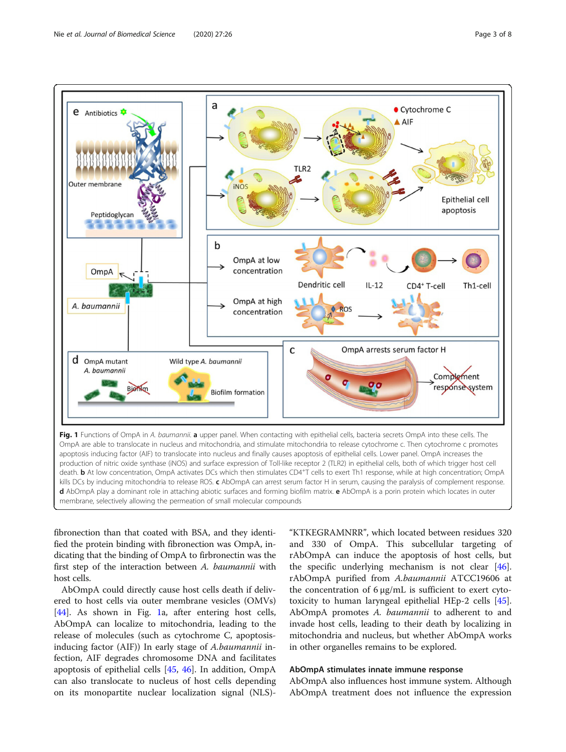**Fig. 1** Functions of OmpA in *A. baumannii*. **a** upper panel. When contacting with epithelial cells, bacteria secrets OmpA into these cells. The OmpA are able to translocate in nucleus and mitochondria, and stimulate mitochondria to release cytochrome c. Then cytochrome c promotes apoptosis inducing factor (AIF) to translocate into nucleus and finally causes apoptosis of epithelial cells. Lower panel. OmpA increases the production of nitric oxide synthase (iNOS) and surface expression of Toll-like receptor 2 (TLR2) in epithelial cells, both of which trigger host cell death. **b** At low concentration, OmpA activates DCs which then stimulates $CD4^{+}$T cells to exert Th1 response, while at high concentration; OmpA kills DCs by inducing mitochondria to release ROS. **c** AbOmpA can arrest serum factor H in serum, causing the paralysis of complement response. **d** AbOmpA play a dominant role in attaching abiotic surfaces and forming biofilm matrix. **e** AbOmpA is a porin protein which locates in outer membrane, selectively allowing the permeation of small molecular compounds

fibronection than that coated with BSA, and they identified the protein binding with fibronection was OmpA, indicating that the binding of OmpA to firbronectin was the first step of the interaction between *A. baumannii* with host cells.

AbOmpA could directly cause host cells death if delivered to host cells via outer membrane vesicles (OMVs) [44]. As shown in Fig. 1a, after entering host cells, AbOmpA can localize to mitochondria, leading to the release of molecules (such as cytochrome C, apoptosis-inducing factor (AIF)) In early stage of *A.baumannii* infection, AIF degrades chromosome DNA and facilitates apoptosis of epithelial cells [45, 46]. In addition, OmpA can also translocate to nucleus of host cells depending on its monopartite nuclear localization signal (NLS)-"KTKEGRAMNRR", which located between residues 320 and 330 of OmpA. This subcellular targeting of rAbOmpA can induce the apoptosis of host cells, but the specific underlying mechanism is not clear [46]. rAbOmpA purified from *A.baumannii* ATCC19606 at the concentration of 6 μg/mL is sufficient to exert cytotoxicity to human laryngeal epithelial HEp-2 cells [45]. AbOmpA promotes *A. baumannii* to adherent to and invade host cells, leading to their death by localizing in mitochondria and nucleus, but whether AbOmpA works in other organelles remains to be explored.

### AbOmpA stimulates innate immune response

AbOmpA also influences host immune system. Although AbOmpA treatment does not influence the expression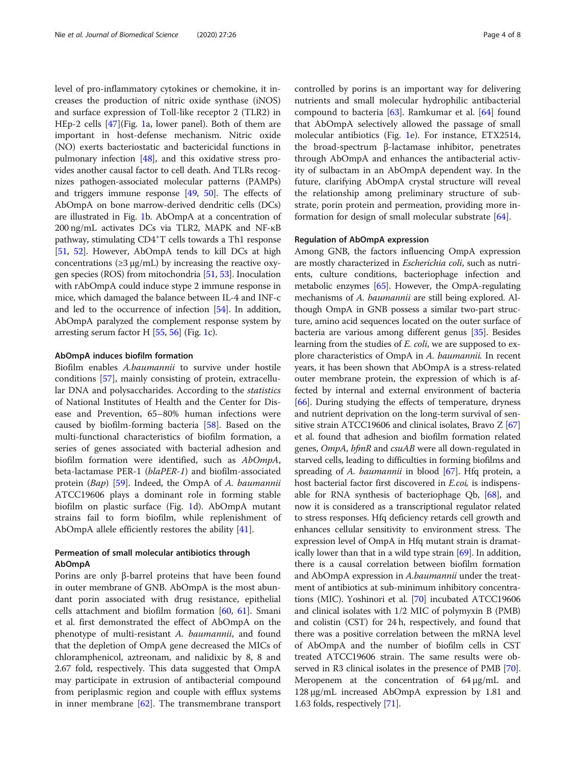level of pro-inflammatory cytokines or chemokine, it increases the production of nitric oxide synthase (iNOS) and surface expression of Toll-like receptor 2 (TLR2) in HEp-2 cells [47](Fig. 1a, lower panel). Both of them are important in host-defense mechanism. Nitric oxide (NO) exerts bacteriostatic and bactericidal functions in pulmonary infection [48], and this oxidative stress provides another causal factor to cell death. And TLRs recognizes pathogen-associated molecular patterns (PAMPs) and triggers immune response [49, 50]. The effects of AbOmpA on bone marrow-derived dendritic cells (DCs) are illustrated in Fig. 1b. AbOmpA at a concentration of 200 ng/mL activates DCs via TLR2, MAPK and NF-κB pathway, stimulating $CD4^{+}$T cells towards a Th1 response [51, 52]. However, AbOmpA tends to kill DCs at high concentrations (≥3 μg/mL) by increasing the reactive oxygen species (ROS) from mitochondria [51, 53]. Inoculation with rAbOmpA could induce stype 2 immune response in mice, which damaged the balance between IL-4 and INF-c and led to the occurrence of infection [54]. In addition, AbOmpA paralyzed the complement response system by arresting serum factor H [55, 56] (Fig. 1c).

#### AbOmpA induces biofilm formation

Biofilm enables *A.baumannii* to survive under hostile conditions [57], mainly consisting of protein, extracellular DNA and polysaccharides. According to the *statistics* of National Institutes of Health and the Center for Disease and Prevention, 65–80% human infections were caused by biofilm-forming bacteria [58]. Based on the multi-functional characteristics of biofilm formation, a series of genes associated with bacterial adhesion and biofilm formation were identified, such as *AbOmpA*, beta-lactamase PER-1 (*blaPER-1*) and biofilm-associated protein (*Bap*) [59]. Indeed, the OmpA of *A. baumannii* ATCC19606 plays a dominant role in forming stable biofilm on plastic surface (Fig. 1d). AbOmpA mutant strains fail to form biofilm, while replenishment of AbOmpA allele efficiently restores the ability [41].

#### Permeation of small molecular antibiotics through AbOmpA

Porins are only β-barrel proteins that have been found in outer membrane of GNB. AbOmpA is the most abundant porin associated with drug resistance, epithelial cells attachment and biofilm formation [60, 61]. Smani et al. first demonstrated the effect of AbOmpA on the phenotype of multi-resistant *A. baumannii*, and found that the depletion of OmpA gene decreased the MICs of chloramphenicol, aztreonam, and nalidixic by 8, 8 and 2.67 fold, respectively. This data suggested that OmpA may participate in extrusion of antibacterial compound from periplasmic region and couple with efflux systems in inner membrane [62]. The transmembrane transport controlled by porins is an important way for delivering nutrients and small molecular hydrophilic antibacterial compound to bacteria [63]. Ramkumar et al. [64] found that AbOmpA selectively allowed the passage of small molecular antibiotics (Fig. 1e). For instance, ETX2514, the broad-spectrum β-lactamase inhibitor, penetrates through AbOmpA and enhances the antibacterial activity of sulbactam in an AbOmpA dependent way. In the future, clarifying AbOmpA crystal structure will reveal the relationship among preliminary structure of substrate, porin protein and permeation, providing more information for design of small molecular substrate [64].

#### Regulation of AbOmpA expression

Among GNB, the factors influencing OmpA expression are mostly characterized in *Escherichia coli*, such as nutrients, culture conditions, bacteriophage infection and metabolic enzymes [65]. However, the OmpA-regulating mechanisms of *A. baumannii* are still being explored. Although OmpA in GNB possess a similar two-part structure, amino acid sequences located on the outer surface of bacteria are various among different genus [35]. Besides learning from the studies of *E. coli*, we are supposed to explore characteristics of OmpA in *A. baumannii*. In recent years, it has been shown that AbOmpA is a stress-related outer membrane protein, the expression of which is affected by internal and external environment of bacteria [66]. During studying the effects of temperature, dryness and nutrient deprivation on the long-term survival of sensitive strain ATCC19606 and clinical isolates, Bravo Z [67] et al. found that adhesion and biofilm formation related genes, *OmpA*, *bfmR* and *csuAB* were all down-regulated in starved cells, leading to difficulties in forming biofilms and spreading of *A. baumannii* in blood [67]. Hfq protein, a host bacterial factor first discovered in *E.coi,* is indispensable for RNA synthesis of bacteriophage Qb, [68], and now it is considered as a transcriptional regulator related to stress responses. Hfq deficiency retards cell growth and enhances cellular sensitivity to environment stress. The expression level of OmpA in Hfq mutant strain is dramatically lower than that in a wild type strain [69]. In addition, there is a causal correlation between biofilm formation and AbOmpA expression in *A.baumannii* under the treatment of antibiotics at sub-minimum inhibitory concentrations (MIC). Yoshinori et al. [70] incubated ATCC19606 and clinical isolates with 1/2 MIC of polymyxin B (PMB) and colistin (CST) for 24 h, respectively, and found that there was a positive correlation between the mRNA level of AbOmpA and the number of biofilm cells in CST treated ATCC19606 strain. The same results were observed in R3 clinical isolates in the presence of PMB [70]. Meropenem at the concentration of 64 μg/mL and 128 μg/mL increased AbOmpA expression by 1.81 and 1.63 folds, respectively [71].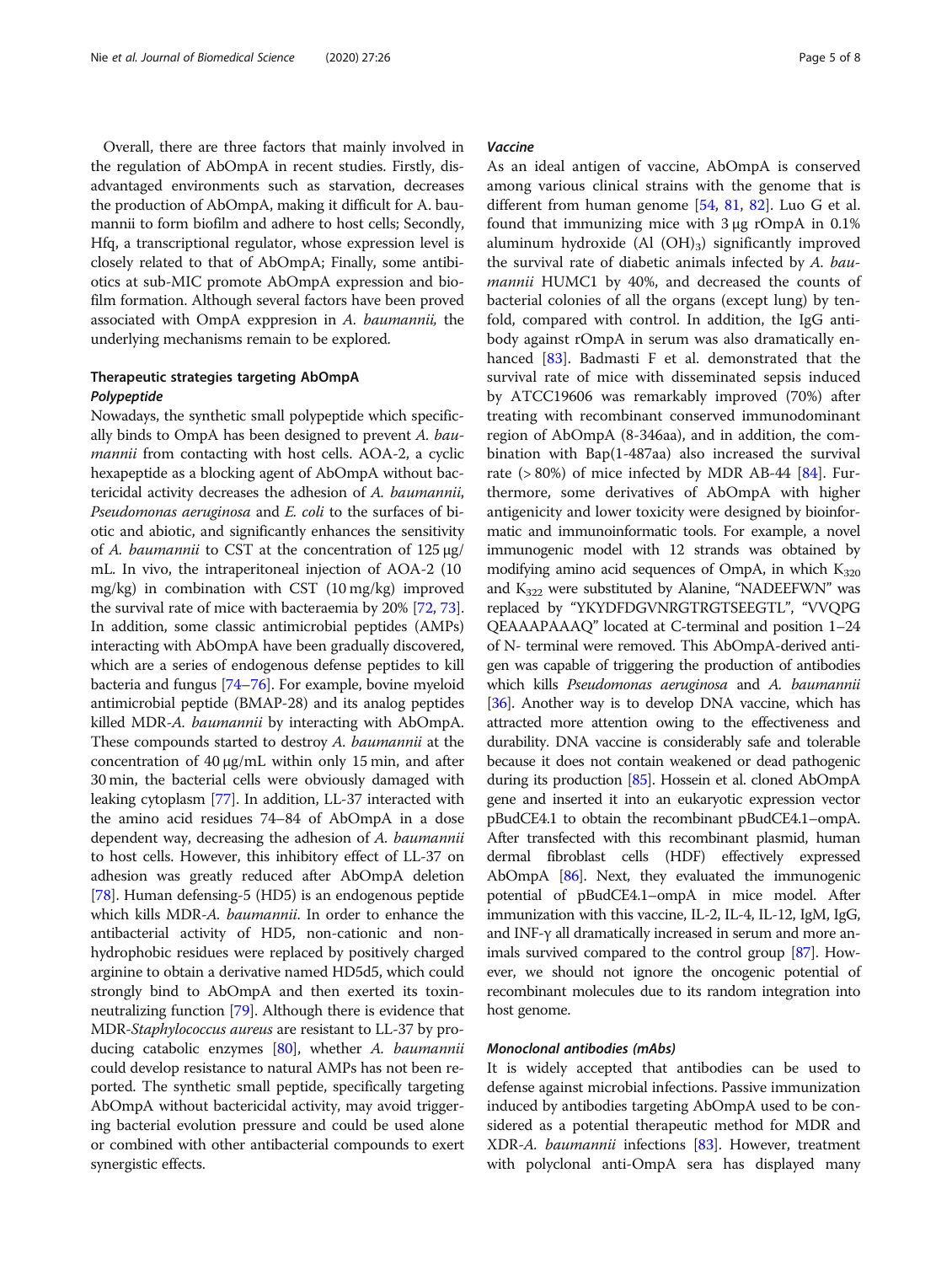Overall, there are three factors that mainly involved in the regulation of AbOmpA in recent studies. Firstly, disadvantaged environments such as starvation, decreases the production of AbOmpA, making it difficult for A. baumannii to form biofilm and adhere to host cells; Secondly, Hfq, a transcriptional regulator, whose expression level is closely related to that of AbOmpA; Finally, some antibiotics at sub-MIC promote AbOmpA expression and biofilm formation. Although several factors have been proved associated with OmpA exppresion in *A. baumannii,* the underlying mechanisms remain to be explored.

## Therapeutic strategies targeting AbOmpA

### *Polypeptide*

Nowadays, the synthetic small polypeptide which specifically binds to OmpA has been designed to prevent *A. baumannii* from contacting with host cells. AOA-2, a cyclic hexapeptide as a blocking agent of AbOmpA without bactericidal activity decreases the adhesion of *A. baumannii*, *Pseudomonas aeruginosa* and *E. coli* to the surfaces of biotic and abiotic, and significantly enhances the sensitivity of *A. baumannii* to CST at the concentration of 125 μg/mL. In vivo, the intraperitoneal injection of AOA-2 (10 mg/kg) in combination with CST (10 mg/kg) improved the survival rate of mice with bacteraemia by 20% [72, 73]. In addition, some classic antimicrobial peptides (AMPs) interacting with AbOmpA have been gradually discovered, which are a series of endogenous defense peptides to kill bacteria and fungus [74–76]. For example, bovine myeloid antimicrobial peptide (BMAP-28) and its analog peptides killed MDR-*A. baumannii* by interacting with AbOmpA. These compounds started to destroy *A. baumannii* at the concentration of 40 μg/mL within only 15 min, and after 30 min, the bacterial cells were obviously damaged with leaking cytoplasm [77]. In addition, LL-37 interacted with the amino acid residues 74–84 of AbOmpA in a dose dependent way, decreasing the adhesion of *A. baumannii* to host cells. However, this inhibitory effect of LL-37 on adhesion was greatly reduced after AbOmpA deletion [78]. Human defensing-5 (HD5) is an endogenous peptide which kills MDR-*A. baumannii*. In order to enhance the antibacterial activity of HD5, non-cationic and non-hydrophobic residues were replaced by positively charged arginine to obtain a derivative named HD5d5, which could strongly bind to AbOmpA and then exerted its toxin-neutralizing function [79]. Although there is evidence that MDR-*Staphylococcus aureus* are resistant to LL-37 by producing catabolic enzymes [80], whether *A. baumannii* could develop resistance to natural AMPs has not been reported. The synthetic small peptide, specifically targeting AbOmpA without bactericidal activity, may avoid triggering bacterial evolution pressure and could be used alone or combined with other antibacterial compounds to exert synergistic effects.

### *Vaccine*

As an ideal antigen of vaccine, AbOmpA is conserved among various clinical strains with the genome that is different from human genome [54, 81, 82]. Luo G et al. found that immunizing mice with 3 μg rOmpA in 0.1% aluminum hydroxide (Al $(OH)_3$) significantly improved the survival rate of diabetic animals infected by *A. baumannii* HUMC1 by 40%, and decreased the counts of bacterial colonies of all the organs (except lung) by ten-fold, compared with control. In addition, the IgG antibody against rOmpA in serum was also dramatically enhanced [83]. Badmasti F et al. demonstrated that the survival rate of mice with disseminated sepsis induced by ATCC19606 was remarkably improved (70%) after treating with recombinant conserved immunodominant region of AbOmpA (8-346aa), and in addition, the combination with Bap(1-487aa) also increased the survival rate (> 80%) of mice infected by MDR AB-44 [84]. Furthermore, some derivatives of AbOmpA with higher antigenicity and lower toxicity were designed by bioinformatic and immunoinformatic tools. For example, a novel immunogenic model with 12 strands was obtained by modifying amino acid sequences of OmpA, in which $K_{320}$ and $K_{322}$ were substituted by Alanine, "NADEEFWN" was replaced by "YKYDFDGVNRGTRGTSEEGTL", "VVQPG QEAAAPAAAQ" located at C-terminal and position 1–24 of N- terminal were removed. This AbOmpA-derived antigen was capable of triggering the production of antibodies which kills *Pseudomonas aeruginosa* and *A. baumannii* [36]. Another way is to develop DNA vaccine, which has attracted more attention owing to the effectiveness and durability. DNA vaccine is considerably safe and tolerable because it does not contain weakened or dead pathogenic during its production [85]. Hossein et al. cloned AbOmpA gene and inserted it into an eukaryotic expression vector pBudCE4.1 to obtain the recombinant pBudCE4.1–ompA. After transfected with this recombinant plasmid, human dermal fibroblast cells (HDF) effectively expressed AbOmpA [86]. Next, they evaluated the immunogenic potential of pBudCE4.1–ompA in mice model. After immunization with this vaccine, IL-2, IL-4, IL-12, IgM, IgG, and INF-γ all dramatically increased in serum and more animals survived compared to the control group [87]. However, we should not ignore the oncogenic potential of recombinant molecules due to its random integration into host genome.

### *Monoclonal antibodies (mAbs)*

It is widely accepted that antibodies can be used to defense against microbial infections. Passive immunization induced by antibodies targeting AbOmpA used to be considered as a potential therapeutic method for MDR and XDR-*A. baumannii* infections [83]. However, treatment with polyclonal anti-OmpA sera has displayed many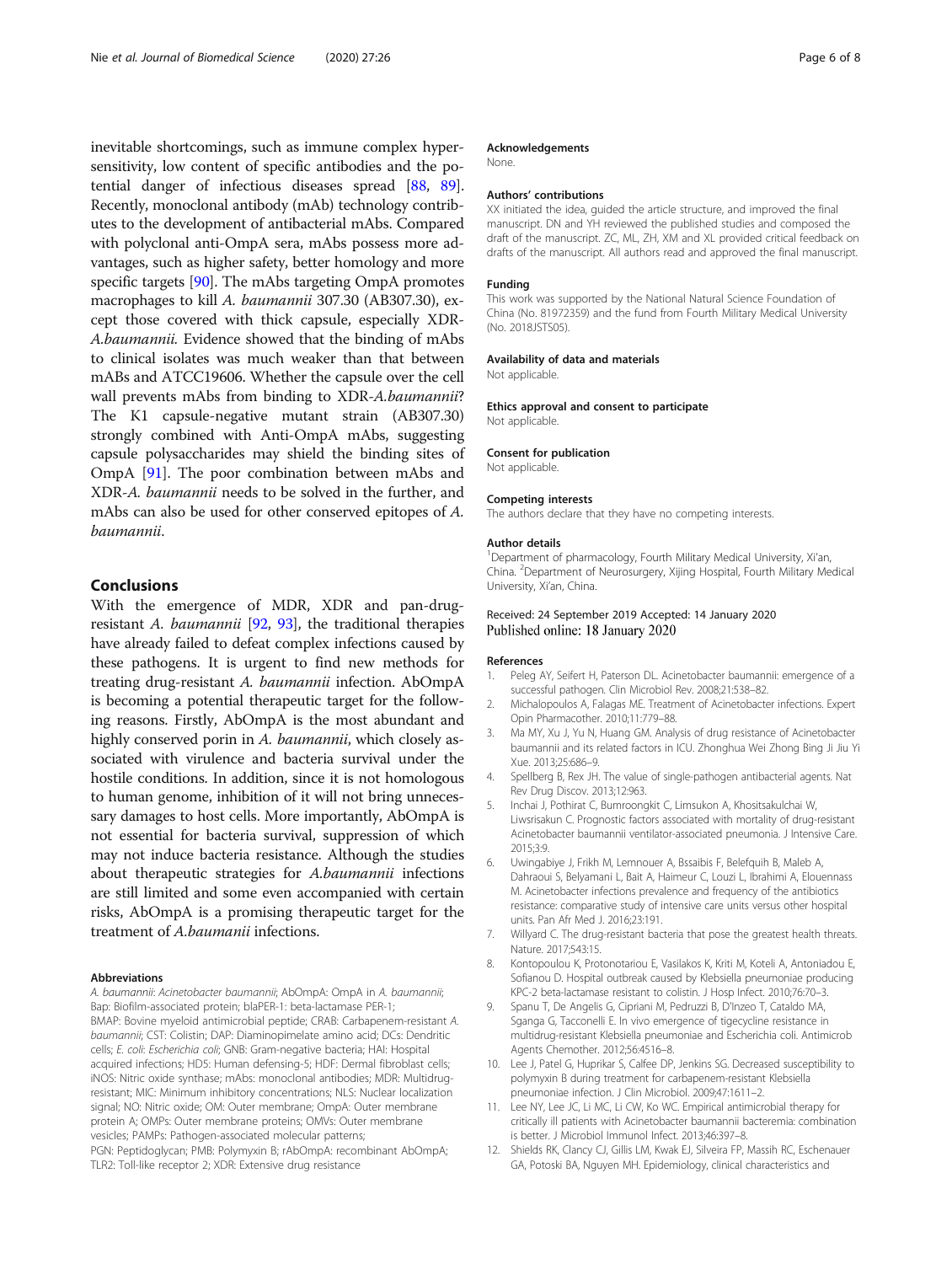inevitable shortcomings, such as immune complex hypersensitivity, low content of specific antibodies and the potential danger of infectious diseases spread [88, 89]. Recently, monoclonal antibody (mAb) technology contributes to the development of antibacterial mAbs. Compared with polyclonal anti-OmpA sera, mAbs possess more advantages, such as higher safety, better homology and more specific targets [90]. The mAbs targeting OmpA promotes macrophages to kill *A. baumannii* 307.30 (AB307.30), except those covered with thick capsule, especially XDR-*A.baumannii*. Evidence showed that the binding of mAbs to clinical isolates was much weaker than that between mABs and ATCC19606. Whether the capsule over the cell wall prevents mAbs from binding to XDR-*A.baumannii*? The K1 capsule-negative mutant strain (AB307.30) strongly combined with Anti-OmpA mAbs, suggesting capsule polysaccharides may shield the binding sites of OmpA [91]. The poor combination between mAbs and XDR-*A. baumannii* needs to be solved in the further, and mAbs can also be used for other conserved epitopes of *A. baumannii*.

## Conclusions

With the emergence of MDR, XDR and pan-drug-resistant *A. baumannii* [92, 93], the traditional therapies have already failed to defeat complex infections caused by these pathogens. It is urgent to find new methods for treating drug-resistant *A. baumannii* infection. AbOmpA is becoming a potential therapeutic target for the following reasons. Firstly, AbOmpA is the most abundant and highly conserved porin in *A. baumannii*, which closely associated with virulence and bacteria survival under the hostile conditions. In addition, since it is not homologous to human genome, inhibition of it will not bring unnecessary damages to host cells. More importantly, AbOmpA is not essential for bacteria survival, suppression of which may not induce bacteria resistance. Although the studies about therapeutic strategies for *A.baumannii* infections are still limited and some even accompanied with certain risks, AbOmpA is a promising therapeutic target for the treatment of *A.baumanii* infections.

#### Abbreviations

*A. baumannii*: *Acinetobacter baumannii*; AbOmpA: OmpA in *A. baumannii*; Bap: Biofilm-associated protein; blaPER-1: beta-lactamase PER-1; BMAP: Bovine myeloid antimicrobial peptide; CRAB: Carbapenem-resistant *A. baumannii*; CST: Colistin; DAP: Diaminopimelate amino acid; DCs: Dendritic cells; *E. coli*: *Escherichia coli*; GNB: Gram-negative bacteria; HAI: Hospital acquired infections; HD5: Human defensing-5; HDF: Dermal fibroblast cells; iNOS: Nitric oxide synthase; mAbs: monoclonal antibodies; MDR: Multidrug-resistant; MIC: Minimum inhibitory concentrations; NLS: Nuclear localization signal; NO: Nitric oxide; OM: Outer membrane; OmpA: Outer membrane protein A; OMPs: Outer membrane proteins; OMVs: Outer membrane vesicles; PAMPs: Pathogen-associated molecular patterns; PGN: Peptidoglycan; PMB: Polymyxin B; rAbOmpA: recombinant AbOmpA; TLR2: Toll-like receptor 2; XDR: Extensive drug resistance

#### Acknowledgements

None.

#### Authors' contributions

XX initiated the idea, guided the article structure, and improved the final manuscript. DN and YH reviewed the published studies and composed the draft of the manuscript. ZC, ML, ZH, XM and XL provided critical feedback on drafts of the manuscript. All authors read and approved the final manuscript.

#### Funding

This work was supported by the National Natural Science Foundation of China (No. 81972359) and the fund from Fourth Military Medical University (No. 2018JSTS05).

#### Availability of data and materials

Not applicable.

#### Ethics approval and consent to participate

Not applicable.

#### Consent for publication

Not applicable.

#### Competing interests

The authors declare that they have no competing interests.

#### Author details

[1]Department of pharmacology, Fourth Military Medical University, Xi'an, China. [2]Department of Neurosurgery, Xijing Hospital, Fourth Military Medical University, Xi'an, China.

Received: 24 September 2019 Accepted: 14 January 2020
Published online: 18 January 2020

#### References

1. Peleg AY, Seifert H, Paterson DL. Acinetobacter baumannii: emergence of a successful pathogen. Clin Microbiol Rev. 2008;21:538–82.
2. Michalopoulos A, Falagas ME. Treatment of Acinetobacter infections. Expert Opin Pharmacother. 2010;11:779–88.
3. Ma MY, Xu J, Yu N, Huang GM. Analysis of drug resistance of Acinetobacter baumannii and its related factors in ICU. Zhonghua Wei Zhong Bing Ji Jiu Yi Xue. 2013;25:686–9.
4. Spellberg B, Rex JH. The value of single-pathogen antibacterial agents. Nat Rev Drug Discov. 2013;12:963.
5. Inchai J, Pothirat C, Bumroongkit C, Limsukon A, Khositsakulchai W, Liwsrisakun C. Prognostic factors associated with mortality of drug-resistant Acinetobacter baumannii ventilator-associated pneumonia. J Intensive Care. 2015;3:9.
6. Uwingabiye J, Frikh M, Lemnouer A, Bssaibis F, Belefquih B, Maleb A, Dahraoui S, Belyamani L, Bait A, Haimeur C, Louzi L, Ibrahimi A, Elouennass M. Acinetobacter infections prevalence and frequency of the antibiotics resistance: comparative study of intensive care units versus other hospital units. Pan Afr Med J. 2016;23:191.
7. Willyard C. The drug-resistant bacteria that pose the greatest health threats. Nature. 2017;543:15.
8. Kontopoulou K, Protonotariou E, Vasilakos K, Kriti M, Koteli A, Antoniadou E, Sofianou D. Hospital outbreak caused by Klebsiella pneumoniae producing KPC-2 beta-lactamase resistant to colistin. J Hosp Infect. 2010;76:70–3.
9. Spanu T, De Angelis G, Cipriani M, Pedruzzi B, D'Inzeo T, Cataldo MA, Sganga G, Tacconelli E. In vivo emergence of tigecycline resistance in multidrug-resistant Klebsiella pneumoniae and Escherichia coli. Antimicrob Agents Chemother. 2012;56:4516–8.
10. Lee J, Patel G, Huprikar S, Calfee DP, Jenkins SG. Decreased susceptibility to polymyxin B during treatment for carbapenem-resistant Klebsiella pneumoniae infection. J Clin Microbiol. 2009;47:1611–2.
11. Lee NY, Lee JC, Li MC, Li CW, Ko WC. Empirical antimicrobial therapy for critically ill patients with Acinetobacter baumannii bacteremia: combination is better. J Microbiol Immunol Infect. 2013;46:397–8.
12. Shields RK, Clancy CJ, Gillis LM, Kwak EJ, Silveira FP, Massih RC, Eschenauer GA, Potoski BA, Nguyen MH. Epidemiology, clinical characteristics and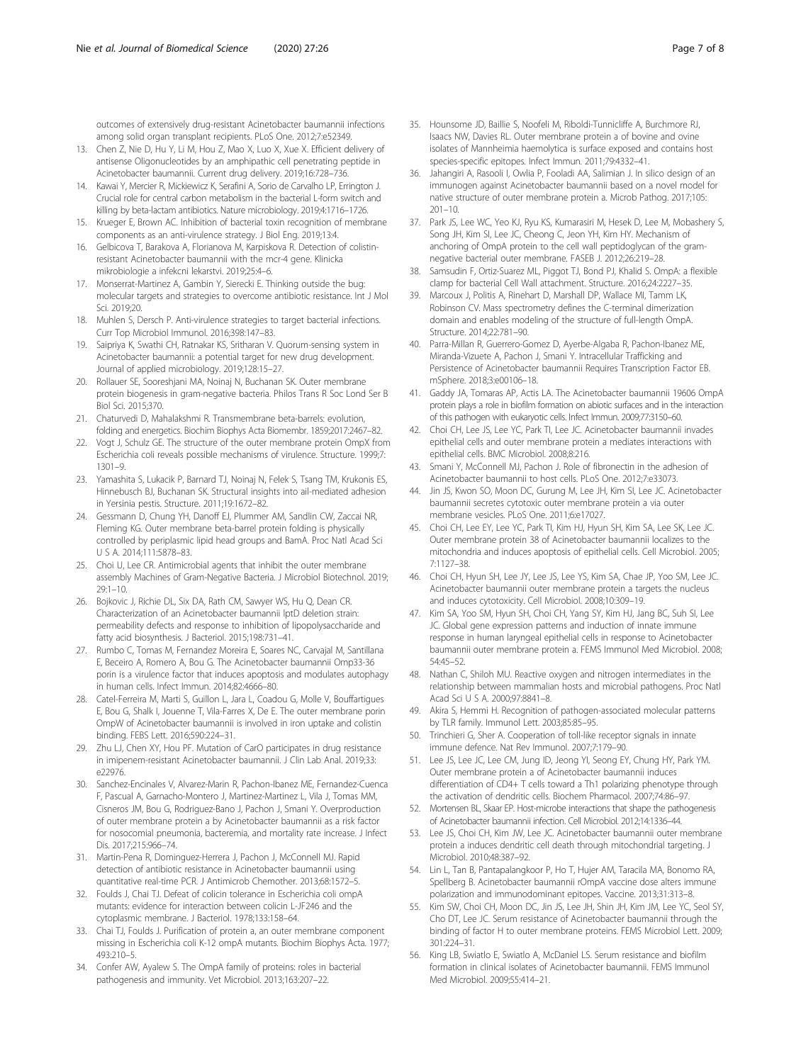outcomes of extensively drug-resistant Acinetobacter baumannii infections among solid organ transplant recipients. PLoS One. 2012;7:e52349.

13. Chen Z, Nie D, Hu Y, Li M, Hou Z, Mao X, Luo X, Xue X. Efficient delivery of antisense Oligonucleotides by an amphipathic cell penetrating peptide in Acinetobacter baumannii. Current drug delivery. 2019;16:728–736.
14. Kawai Y, Mercier R, Mickiewicz K, Serafini A, Sorio de Carvalho LP, Errington J. Crucial role for central carbon metabolism in the bacterial L-form switch and killing by beta-lactam antibiotics. Nature microbiology. 2019;4:1716–1726.
15. Krueger E, Brown AC. Inhibition of bacterial toxin recognition of membrane components as an anti-virulence strategy. J Biol Eng. 2019;13:4.
16. Gelbicova T, Barakova A, Florianova M, Karpiskova R. Detection of colistin-resistant Acinetobacter baumannii with the mcr-4 gene. Klinicka mikrobiologie a infekcni lekarstvi. 2019;25:4–6.
17. Monserrat-Martinez A, Gambin Y, Sierecki E. Thinking outside the bug: molecular targets and strategies to overcome antibiotic resistance. Int J Mol Sci. 2019;20.
18. Muhlen S, Dersch P. Anti-virulence strategies to target bacterial infections. Curr Top Microbiol Immunol. 2016;398:147–83.
19. Saipriya K, Swathi CH, Ratnakar KS, Sritharan V. Quorum-sensing system in Acinetobacter baumannii: a potential target for new drug development. Journal of applied microbiology. 2019;128:15–27.
20. Rollauer SE, Sooreshjani MA, Noinaj N, Buchanan SK. Outer membrane protein biogenesis in gram-negative bacteria. Philos Trans R Soc Lond Ser B Biol Sci. 2015;370.
21. Chaturvedi D, Mahalakshmi R. Transmembrane beta-barrels: evolution, folding and energetics. Biochim Biophys Acta Biomembr. 1859;2017:2467–82.
22. Vogt J, Schulz GE. The structure of the outer membrane protein OmpX from Escherichia coli reveals possible mechanisms of virulence. Structure. 1999;7: 1301–9.
23. Yamashita S, Lukacik P, Barnard TJ, Noinaj N, Felek S, Tsang TM, Krukonis ES, Hinnebusch BJ, Buchanan SK. Structural insights into ail-mediated adhesion in Yersinia pestis. Structure. 2011;19:1672–82.
24. Gessmann D, Chung YH, Danoff EJ, Plummer AM, Sandlin CW, Zaccai NR, Fleming KG. Outer membrane beta-barrel protein folding is physically controlled by periplasmic lipid head groups and BamA. Proc Natl Acad Sci U S A. 2014;111:5878–83.
25. Choi U, Lee CR. Antimicrobial agents that inhibit the outer membrane assembly Machines of Gram-Negative Bacteria. J Microbiol Biotechnol. 2019; 29:1–10.
26. Bojkovic J, Richie DL, Six DA, Rath CM, Sawyer WS, Hu Q, Dean CR. Characterization of an Acinetobacter baumannii lptD deletion strain: permeability defects and response to inhibition of lipopolysaccharide and fatty acid biosynthesis. J Bacteriol. 2015;198:731–41.
27. Rumbo C, Tomas M, Fernandez Moreira E, Soares NC, Carvajal M, Santillana E, Beceiro A, Romero A, Bou G. The Acinetobacter baumannii Omp33-36 porin is a virulence factor that induces apoptosis and modulates autophagy in human cells. Infect Immun. 2014;82:4666–80.
28. Catel-Ferreira M, Marti S, Guillon L, Jara L, Coadou G, Molle V, Bouffartigues E, Bou G, Shalk I, Jouenne T, Vila-Farres X, De E. The outer membrane porin OmpW of Acinetobacter baumannii is involved in iron uptake and colistin binding. FEBS Lett. 2016;590:224–31.
29. Zhu LJ, Chen XY, Hou PF. Mutation of CarO participates in drug resistance in imipenem-resistant Acinetobacter baumannii. J Clin Lab Anal. 2019;33: e22976.
30. Sanchez-Encinales V, Alvarez-Marin R, Pachon-Ibanez ME, Fernandez-Cuenca F, Pascual A, Garnacho-Montero J, Martinez-Martinez L, Vila J, Tomas MM, Cisneros JM, Bou G, Rodriguez-Bano J, Pachon J, Smani Y. Overproduction of outer membrane protein a by Acinetobacter baumannii as a risk factor for nosocomial pneumonia, bacteremia, and mortality rate increase. J Infect Dis. 2017;215:966–74.
31. Martin-Pena R, Dominguez-Herrera J, Pachon J, McConnell MJ. Rapid detection of antibiotic resistance in Acinetobacter baumannii using quantitative real-time PCR. J Antimicrob Chemother. 2013;68:1572–5.
32. Foulds J, Chai TJ. Defeat of colicin tolerance in Escherichia coli ompA mutants: evidence for interaction between colicin L-JF246 and the cytoplasmic membrane. J Bacteriol. 1978;133:158–64.
33. Chai TJ, Foulds J. Purification of protein a, an outer membrane component missing in Escherichia coli K-12 ompA mutants. Biochim Biophys Acta. 1977; 493:210–5.
34. Confer AW, Ayalew S. The OmpA family of proteins: roles in bacterial pathogenesis and immunity. Vet Microbiol. 2013;163:207–22.
35. Hounsome JD, Baillie S, Noofeli M, Riboldi-Tunnicliffe A, Burchmore RJ, Isaacs NW, Davies RL. Outer membrane protein a of bovine and ovine isolates of Mannheimia haemolytica is surface exposed and contains host species-specific epitopes. Infect Immun. 2011;79:4332–41.
36. Jahangiri A, Rasooli I, Owlia P, Fooladi AA, Salimian J. In silico design of an immunogen against Acinetobacter baumannii based on a novel model for native structure of outer membrane protein a. Microb Pathog. 2017;105: 201–10.
37. Park JS, Lee WC, Yeo KJ, Ryu KS, Kumarasiri M, Hesek D, Lee M, Mobashery S, Song JH, Kim SI, Lee JC, Cheong C, Jeon YH, Kim HY. Mechanism of anchoring of OmpA protein to the cell wall peptidoglycan of the gram-negative bacterial outer membrane. FASEB J. 2012;26:219–28.
38. Samsudin F, Ortiz-Suarez ML, Piggot TJ, Bond PJ, Khalid S. OmpA: a flexible clamp for bacterial Cell Wall attachment. Structure. 2016;24:2227–35.
39. Marcoux J, Politis A, Rinehart D, Marshall DP, Wallace MI, Tamm LK, Robinson CV. Mass spectrometry defines the C-terminal dimerization domain and enables modeling of the structure of full-length OmpA. Structure. 2014;22:781–90.
40. Parra-Millan R, Guerrero-Gomez D, Ayerbe-Algaba R, Pachon-Ibanez ME, Miranda-Vizuete A, Pachon J, Smani Y. Intracellular Trafficking and Persistence of Acinetobacter baumannii Requires Transcription Factor EB. mSphere. 2018;3:e00106–18.
41. Gaddy JA, Tomaras AP, Actis LA. The Acinetobacter baumannii 19606 OmpA protein plays a role in biofilm formation on abiotic surfaces and in the interaction of this pathogen with eukaryotic cells. Infect Immun. 2009;77:3150–60.
42. Choi CH, Lee JS, Lee YC, Park TI, Lee JC. Acinetobacter baumannii invades epithelial cells and outer membrane protein a mediates interactions with epithelial cells. BMC Microbiol. 2008;8:216.
43. Smani Y, McConnell MJ, Pachon J. Role of fibronectin in the adhesion of Acinetobacter baumannii to host cells. PLoS One. 2012;7:e33073.
44. Jin JS, Kwon SO, Moon DC, Gurung M, Lee JH, Kim SI, Lee JC. Acinetobacter baumannii secretes cytotoxic outer membrane protein a via outer membrane vesicles. PLoS One. 2011;6:e17027.
45. Choi CH, Lee EY, Lee YC, Park TI, Kim HJ, Hyun SH, Kim SA, Lee SK, Lee JC. Outer membrane protein 38 of Acinetobacter baumannii localizes to the mitochondria and induces apoptosis of epithelial cells. Cell Microbiol. 2005; 7:1127–38.
46. Choi CH, Hyun SH, Lee JY, Lee JS, Lee YS, Kim SA, Chae JP, Yoo SM, Lee JC. Acinetobacter baumannii outer membrane protein a targets the nucleus and induces cytotoxicity. Cell Microbiol. 2008;10:309–19.
47. Kim SA, Yoo SM, Hyun SH, Choi CH, Yang SY, Kim HJ, Jang BC, Suh SI, Lee JC. Global gene expression patterns and induction of innate immune response in human laryngeal epithelial cells in response to Acinetobacter baumannii outer membrane protein a. FEMS Immunol Med Microbiol. 2008; 54:45–52.
48. Nathan C, Shiloh MU. Reactive oxygen and nitrogen intermediates in the relationship between mammalian hosts and microbial pathogens. Proc Natl Acad Sci U S A. 2000;97:8841–8.
49. Akira S, Hemmi H. Recognition of pathogen-associated molecular patterns by TLR family. Immunol Lett. 2003;85:85–95.
50. Trinchieri G, Sher A. Cooperation of toll-like receptor signals in innate immune defence. Nat Rev Immunol. 2007;7:179–90.
51. Lee JS, Lee JC, Lee CM, Jung ID, Jeong YI, Seong EY, Chung HY, Park YM. Outer membrane protein a of Acinetobacter baumannii induces differentiation of CD4+ T cells toward a Th1 polarizing phenotype through the activation of dendritic cells. Biochem Pharmacol. 2007;74:86–97.
52. Mortensen BL, Skaar EP. Host-microbe interactions that shape the pathogenesis of Acinetobacter baumannii infection. Cell Microbiol. 2012;14:1336–44.
53. Lee JS, Choi CH, Kim JW, Lee JC. Acinetobacter baumannii outer membrane protein a induces dendritic cell death through mitochondrial targeting. J Microbiol. 2010;48:387–92.
54. Lin L, Tan B, Pantapalangkoor P, Ho T, Hujer AM, Taracila MA, Bonomo RA, Spellberg B. Acinetobacter baumannii rOmpA vaccine dose alters immune polarization and immunodominant epitopes. Vaccine. 2013;31:313–8.
55. Kim SW, Choi CH, Moon DC, Jin JS, Lee JH, Shin JH, Kim JM, Lee YC, Seol SY, Cho DT, Lee JC. Serum resistance of Acinetobacter baumannii through the binding of factor H to outer membrane proteins. FEMS Microbiol Lett. 2009; 301:224–31.
56. King LB, Swiatlo E, Swiatlo A, McDaniel LS. Serum resistance and biofilm formation in clinical isolates of Acinetobacter baumannii. FEMS Immunol Med Microbiol. 2009;55:414–21.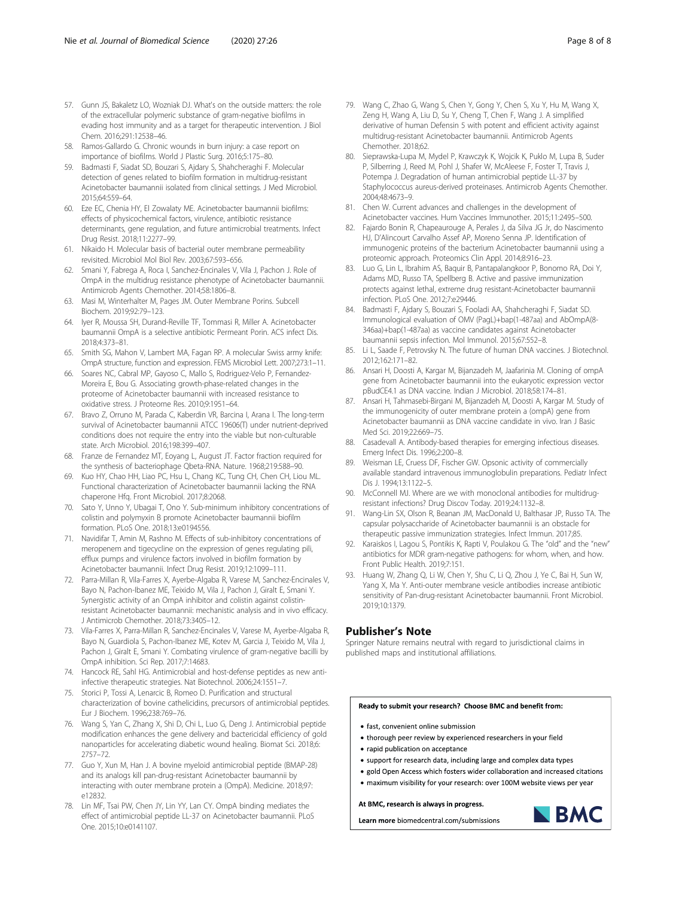57. Gunn JS, Bakaletz LO, Wozniak DJ. What's on the outside matters: the role of the extracellular polymeric substance of gram-negative biofilms in evading host immunity and as a target for therapeutic intervention. J Biol Chem. 2016;291:12538–46.
58. Ramos-Gallardo G. Chronic wounds in burn injury: a case report on importance of biofilms. World J Plastic Surg. 2016;5:175–80.
59. Badmasti F, Siadat SD, Bouzari S, Ajdary S, Shahcheraghi F. Molecular detection of genes related to biofilm formation in multidrug-resistant Acinetobacter baumannii isolated from clinical settings. J Med Microbiol. 2015;64:559–64.
60. Eze EC, Chenia HY, El Zowalaty ME. Acinetobacter baumannii biofilms: effects of physicochemical factors, virulence, antibiotic resistance determinants, gene regulation, and future antimicrobial treatments. Infect Drug Resist. 2018;11:2277–99.
61. Nikaido H. Molecular basis of bacterial outer membrane permeability revisited. Microbiol Mol Biol Rev. 2003;67:593–656.
62. Smani Y, Fabrega A, Roca I, Sanchez-Encinales V, Vila J, Pachon J. Role of OmpA in the multidrug resistance phenotype of Acinetobacter baumannii. Antimicrob Agents Chemother. 2014;58:1806–8.
63. Masi M, Winterhalter M, Pages JM. Outer Membrane Porins. Subcell Biochem. 2019;92:79–123.
64. Iyer R, Moussa SH, Durand-Reville TF, Tommasi R, Miller A. Acinetobacter baumannii OmpA is a selective antibiotic Permeant Porin. ACS infect Dis. 2018;4:373–81.
65. Smith SG, Mahon V, Lambert MA, Fagan RP. A molecular Swiss army knife: OmpA structure, function and expression. FEMS Microbiol Lett. 2007;273:1–11.
66. Soares NC, Cabral MP, Gayoso C, Mallo S, Rodriguez-Velo P, Fernandez-Moreira E, Bou G. Associating growth-phase-related changes in the proteome of Acinetobacter baumannii with increased resistance to oxidative stress. J Proteome Res. 2010;9:1951–64.
67. Bravo Z, Orruno M, Parada C, Kaberdin VR, Barcina I, Arana I. The long-term survival of Acinetobacter baumannii ATCC 19606(T) under nutrient-deprived conditions does not require the entry into the viable but non-culturable state. Arch Microbiol. 2016;198:399–407.
68. Franze de Fernandez MT, Eoyang L, August JT. Factor fraction required for the synthesis of bacteriophage Qbeta-RNA. Nature. 1968;219:588–90.
69. Kuo HY, Chao HH, Liao PC, Hsu L, Chang KC, Tung CH, Chen CH, Liou ML. Functional characterization of Acinetobacter baumannii lacking the RNA chaperone Hfq. Front Microbiol. 2017;8:2068.
70. Sato Y, Unno Y, Ubagai T, Ono Y. Sub-minimum inhibitory concentrations of colistin and polymyxin B promote Acinetobacter baumannii biofilm formation. PLoS One. 2018;13:e0194556.
71. Navidifar T, Amin M, Rashno M. Effects of sub-inhibitory concentrations of meropenem and tigecycline on the expression of genes regulating pili, efflux pumps and virulence factors involved in biofilm formation by Acinetobacter baumannii. Infect Drug Resist. 2019;12:1099–111.
72. Parra-Millan R, Vila-Farres X, Ayerbe-Algaba R, Varese M, Sanchez-Encinales V, Bayo N, Pachon-Ibanez ME, Teixido M, Vila J, Pachon J, Giralt E, Smani Y. Synergistic activity of an OmpA inhibitor and colistin against colistin-resistant Acinetobacter baumannii: mechanistic analysis and in vivo efficacy. J Antimicrob Chemother. 2018;73:3405–12.
73. Vila-Farres X, Parra-Millan R, Sanchez-Encinales V, Varese M, Ayerbe-Algaba R, Bayo N, Guardiola S, Pachon-Ibanez ME, Kotev M, Garcia J, Teixido M, Vila J, Pachon J, Giralt E, Smani Y. Combating virulence of gram-negative bacilli by OmpA inhibition. Sci Rep. 2017;7:14683.
74. Hancock RE, Sahl HG. Antimicrobial and host-defense peptides as new anti-infective therapeutic strategies. Nat Biotechnol. 2006;24:1551–7.
75. Storici P, Tossi A, Lenarcic B, Romeo D. Purification and structural characterization of bovine cathelicidins, precursors of antimicrobial peptides. Eur J Biochem. 1996;238:769–76.
76. Wang S, Yan C, Zhang X, Shi D, Chi L, Luo G, Deng J. Antimicrobial peptide modification enhances the gene delivery and bactericidal efficiency of gold nanoparticles for accelerating diabetic wound healing. Biomat Sci. 2018;6:2757–72.
77. Guo Y, Xun M, Han J. A bovine myeloid antimicrobial peptide (BMAP-28) and its analogs kill pan-drug-resistant Acinetobacter baumannii by interacting with outer membrane protein a (OmpA). Medicine. 2018;97:e12832.
78. Lin MF, Tsai PW, Chen JY, Lin YY, Lan CY. OmpA binding mediates the effect of antimicrobial peptide LL-37 on Acinetobacter baumannii. PLoS One. 2015;10:e0141107.
79. Wang C, Zhao G, Wang S, Chen Y, Gong Y, Chen S, Xu Y, Hu M, Wang X, Zeng H, Wang A, Liu D, Su Y, Cheng T, Chen F, Wang J. A simplified derivative of human Defensin 5 with potent and efficient activity against multidrug-resistant Acinetobacter baumannii. Antimicrob Agents Chemother. 2018;62.
80. Sieprawska-Lupa M, Mydel P, Krawczyk K, Wojcik K, Puklo M, Lupa B, Suder P, Silberring J, Reed M, Pohl J, Shafer W, McAleese F, Foster T, Travis J, Potempa J. Degradation of human antimicrobial peptide LL-37 by Staphylococcus aureus-derived proteinases. Antimicrob Agents Chemother. 2004;48:4673–9.
81. Chen W. Current advances and challenges in the development of Acinetobacter vaccines. Hum Vaccines Immunother. 2015;11:2495–500.
82. Fajardo Bonin R, Chapeaurouge A, Perales J, da Silva JG Jr, do Nascimento HJ, D'Alincourt Carvalho Assef AP, Moreno Senna JP. Identification of immunogenic proteins of the bacterium Acinetobacter baumannii using a proteomic approach. Proteomics Clin Appl. 2014;8:916–23.
83. Luo G, Lin L, Ibrahim AS, Baquir B, Pantapalangkoor P, Bonomo RA, Doi Y, Adams MD, Russo TA, Spellberg B. Active and passive immunization protects against lethal, extreme drug resistant-Acinetobacter baumannii infection. PLoS One. 2012;7:e29446.
84. Badmasti F, Ajdary S, Bouzari S, Fooladi AA, Shahcheraghi F, Siadat SD. Immunological evaluation of OMV (PagL)+bap(1-487aa) and AbOmpA(8-346aa)+bap(1-487aa) as vaccine candidates against Acinetobacter baumannii sepsis infection. Mol Immunol. 2015;67:552–8.
85. Li L, Saade F, Petrovsky N. The future of human DNA vaccines. J Biotechnol. 2012;162:171–82.
86. Ansari H, Doosti A, Kargar M, Bijanzadeh M, Jaafarinia M. Cloning of ompA gene from Acinetobacter baumannii into the eukaryotic expression vector pBudCE4.1 as DNA vaccine. Indian J Microbiol. 2018;58:174–81.
87. Ansari H, Tahmasebi-Birgani M, Bijanzadeh M, Doosti A, Kargar M. Study of the immunogenicity of outer membrane protein a (ompA) gene from Acinetobacter baumannii as DNA vaccine candidate in vivo. Iran J Basic Med Sci. 2019;22:669–75.
88. Casadevall A. Antibody-based therapies for emerging infectious diseases. Emerg Infect Dis. 1996;2:200–8.
89. Weisman LE, Cruess DF, Fischer GW. Opsonic activity of commercially available standard intravenous immunoglobulin preparations. Pediatr Infect Dis J. 1994;13:1122–5.
90. McConnell MJ. Where are we with monoclonal antibodies for multidrug-resistant infections? Drug Discov Today. 2019;24:1132–8.
91. Wang-Lin SX, Olson R, Beanan JM, MacDonald U, Balthasar JP, Russo TA. The capsular polysaccharide of Acinetobacter baumannii is an obstacle for therapeutic passive immunization strategies. Infect Immun. 2017;85.
92. Karaiskos I, Lagou S, Pontikis K, Rapti V, Poulakou G. The "old" and the "new" antibiotics for MDR gram-negative pathogens: for whom, when, and how. Front Public Health. 2019;7:151.
93. Huang W, Zhang Q, Li W, Chen Y, Shu C, Li Q, Zhou J, Ye C, Bai H, Sun W, Yang X, Ma Y. Anti-outer membrane vesicle antibodies increase antibiotic sensitivity of Pan-drug-resistant Acinetobacter baumannii. Front Microbiol. 2019;10:1379.

## Publisher's Note

Springer Nature remains neutral with regard to jurisdictional claims in published maps and institutional affiliations.

**Ready to submit your research? Choose BMC and benefit from:**

- fast, convenient online submission
- thorough peer review by experienced researchers in your field
- rapid publication on acceptance
- support for research data, including large and complex data types
- gold Open Access which fosters wider collaboration and increased citations
- maximum visibility for your research: over 100M website views per year

**At BMC, research is always in progress.**

**Learn more** biomedcentral.com/submissions